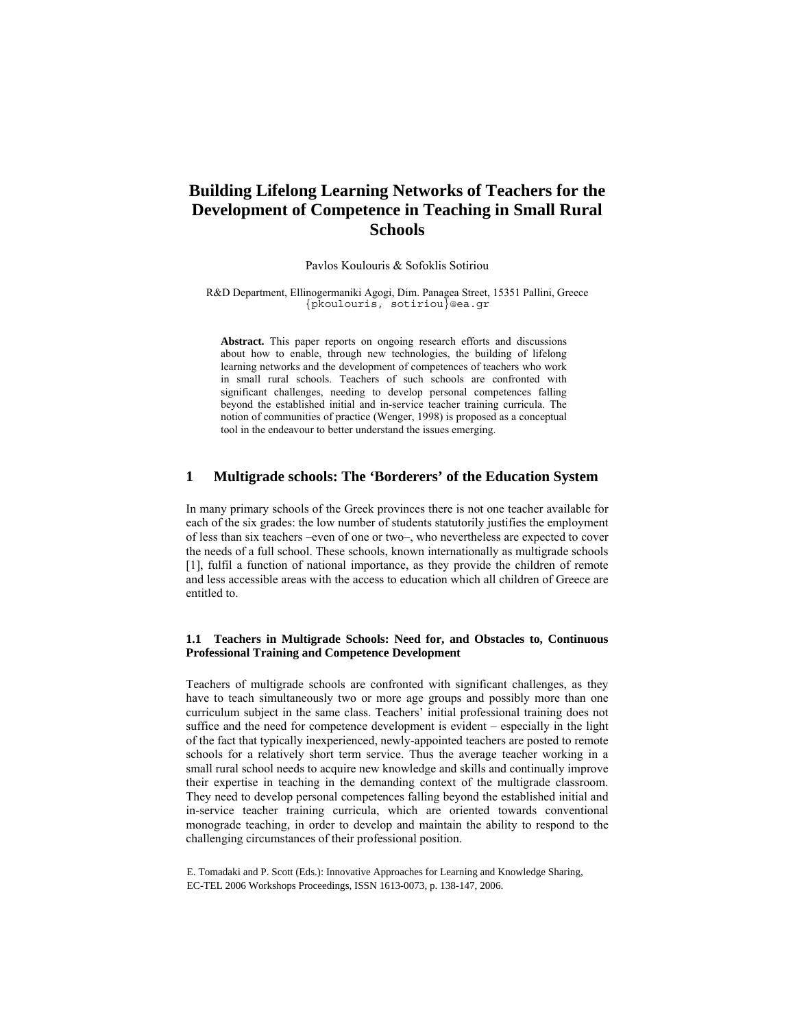# Building Lifelong Learning Networks of Teachers for the Development of Competence in Teaching in Small Rural Schools

Pavlos Koulouris & Sofoklis Sotiriou

R&D Department, Ellinogermaniki Agogi, Dim. Panagea Street, 15351 Pallini, Greece
{pkoulouris, sotiriou}@ea.gr

**Abstract.** This paper reports on ongoing research efforts and discussions about how to enable, through new technologies, the building of lifelong learning networks and the development of competences of teachers who work in small rural schools. Teachers of such schools are confronted with significant challenges, needing to develop personal competences falling beyond the established initial and in-service teacher training curricula. The notion of communities of practice (Wenger, 1998) is proposed as a conceptual tool in the endeavour to better understand the issues emerging.

## 1 Multigrade schools: The 'Borderers' of the Education System

In many primary schools of the Greek provinces there is not one teacher available for each of the six grades: the low number of students statutorily justifies the employment of less than six teachers –even of one or two–, who nevertheless are expected to cover the needs of a full school. These schools, known internationally as multigrade schools [1], fulfil a function of national importance, as they provide the children of remote and less accessible areas with the access to education which all children of Greece are entitled to.

### 1.1 Teachers in Multigrade Schools: Need for, and Obstacles to, Continuous Professional Training and Competence Development

Teachers of multigrade schools are confronted with significant challenges, as they have to teach simultaneously two or more age groups and possibly more than one curriculum subject in the same class. Teachers' initial professional training does not suffice and the need for competence development is evident – especially in the light of the fact that typically inexperienced, newly-appointed teachers are posted to remote schools for a relatively short term service. Thus the average teacher working in a small rural school needs to acquire new knowledge and skills and continually improve their expertise in teaching in the demanding context of the multigrade classroom. They need to develop personal competences falling beyond the established initial and in-service teacher training curricula, which are oriented towards conventional monograde teaching, in order to develop and maintain the ability to respond to the challenging circumstances of their professional position.

E. Tomadaki and P. Scott (Eds.): Innovative Approaches for Learning and Knowledge Sharing, EC-TEL 2006 Workshops Proceedings, ISSN 1613-0073, p. 138-147, 2006.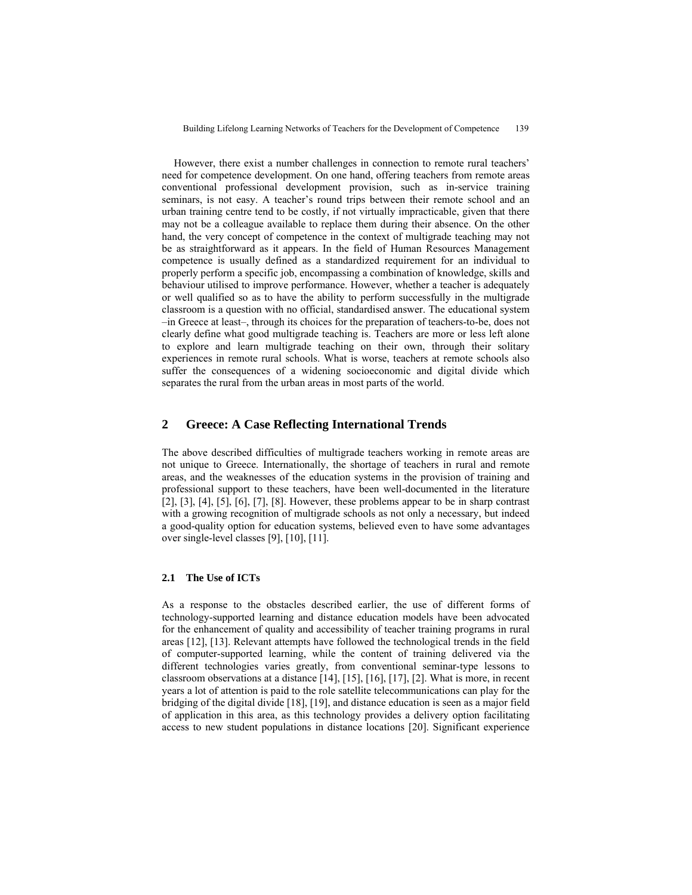However, there exist a number challenges in connection to remote rural teachers' need for competence development. On one hand, offering teachers from remote areas conventional professional development provision, such as in-service training seminars, is not easy. A teacher's round trips between their remote school and an urban training centre tend to be costly, if not virtually impracticable, given that there may not be a colleague available to replace them during their absence. On the other hand, the very concept of competence in the context of multigrade teaching may not be as straightforward as it appears. In the field of Human Resources Management competence is usually defined as a standardized requirement for an individual to properly perform a specific job, encompassing a combination of knowledge, skills and behaviour utilised to improve performance. However, whether a teacher is adequately or well qualified so as to have the ability to perform successfully in the multigrade classroom is a question with no official, standardised answer. The educational system –in Greece at least–, through its choices for the preparation of teachers-to-be, does not clearly define what good multigrade teaching is. Teachers are more or less left alone to explore and learn multigrade teaching on their own, through their solitary experiences in remote rural schools. What is worse, teachers at remote schools also suffer the consequences of a widening socioeconomic and digital divide which separates the rural from the urban areas in most parts of the world.

## 2 Greece: A Case Reflecting International Trends

The above described difficulties of multigrade teachers working in remote areas are not unique to Greece. Internationally, the shortage of teachers in rural and remote areas, and the weaknesses of the education systems in the provision of training and professional support to these teachers, have been well-documented in the literature [2], [3], [4], [5], [6], [7], [8]. However, these problems appear to be in sharp contrast with a growing recognition of multigrade schools as not only a necessary, but indeed a good-quality option for education systems, believed even to have some advantages over single-level classes [9], [10], [11].

### 2.1 The Use of ICTs

As a response to the obstacles described earlier, the use of different forms of technology-supported learning and distance education models have been advocated for the enhancement of quality and accessibility of teacher training programs in rural areas [12], [13]. Relevant attempts have followed the technological trends in the field of computer-supported learning, while the content of training delivered via the different technologies varies greatly, from conventional seminar-type lessons to classroom observations at a distance [14], [15], [16], [17], [2]. What is more, in recent years a lot of attention is paid to the role satellite telecommunications can play for the bridging of the digital divide [18], [19], and distance education is seen as a major field of application in this area, as this technology provides a delivery option facilitating access to new student populations in distance locations [20]. Significant experience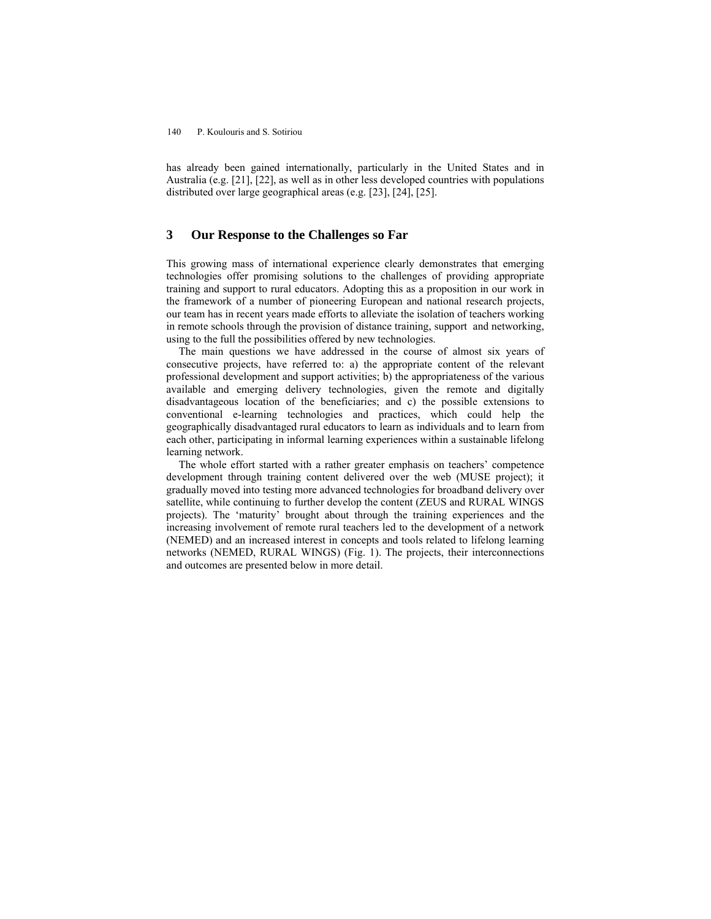has already been gained internationally, particularly in the United States and in Australia (e.g. [21], [22], as well as in other less developed countries with populations distributed over large geographical areas (e.g. [23], [24], [25].

## 3 Our Response to the Challenges so Far

This growing mass of international experience clearly demonstrates that emerging technologies offer promising solutions to the challenges of providing appropriate training and support to rural educators. Adopting this as a proposition in our work in the framework of a number of pioneering European and national research projects, our team has in recent years made efforts to alleviate the isolation of teachers working in remote schools through the provision of distance training, support and networking, using to the full the possibilities offered by new technologies.

The main questions we have addressed in the course of almost six years of consecutive projects, have referred to: a) the appropriate content of the relevant professional development and support activities; b) the appropriateness of the various available and emerging delivery technologies, given the remote and digitally disadvantageous location of the beneficiaries; and c) the possible extensions to conventional e-learning technologies and practices, which could help the geographically disadvantaged rural educators to learn as individuals and to learn from each other, participating in informal learning experiences within a sustainable lifelong learning network.

The whole effort started with a rather greater emphasis on teachers' competence development through training content delivered over the web (MUSE project); it gradually moved into testing more advanced technologies for broadband delivery over satellite, while continuing to further develop the content (ZEUS and RURAL WINGS projects). The 'maturity' brought about through the training experiences and the increasing involvement of remote rural teachers led to the development of a network (NEMED) and an increased interest in concepts and tools related to lifelong learning networks (NEMED, RURAL WINGS) (Fig. 1). The projects, their interconnections and outcomes are presented below in more detail.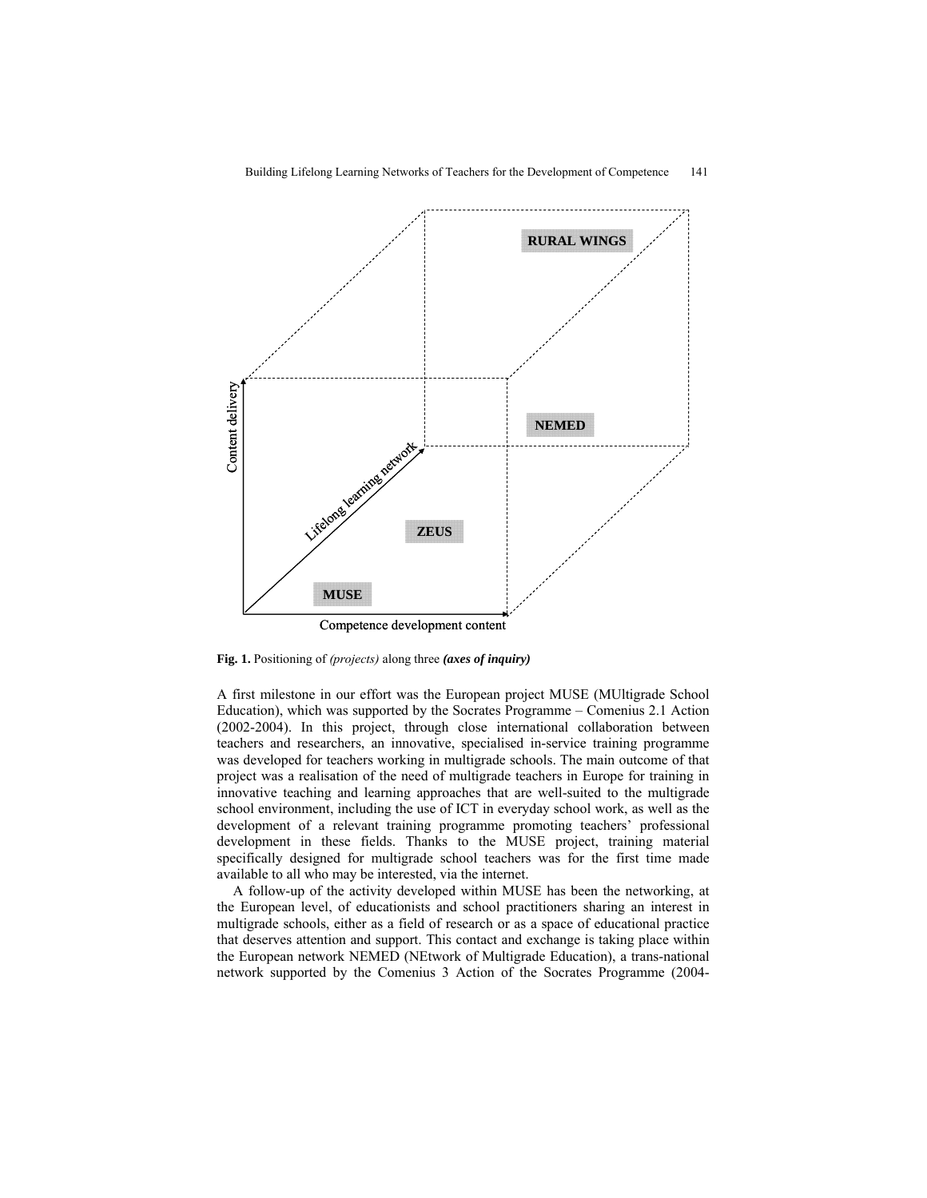**Fig. 1.** Positioning of *(projects)* along three ***(axes of inquiry)***

A first milestone in our effort was the European project MUSE (MUltigrade School Education), which was supported by the Socrates Programme – Comenius 2.1 Action (2002-2004). In this project, through close international collaboration between teachers and researchers, an innovative, specialised in-service training programme was developed for teachers working in multigrade schools. The main outcome of that project was a realisation of the need of multigrade teachers in Europe for training in innovative teaching and learning approaches that are well-suited to the multigrade school environment, including the use of ICT in everyday school work, as well as the development of a relevant training programme promoting teachers' professional development in these fields. Thanks to the MUSE project, training material specifically designed for multigrade school teachers was for the first time made available to all who may be interested, via the internet.

A follow-up of the activity developed within MUSE has been the networking, at the European level, of educationists and school practitioners sharing an interest in multigrade schools, either as a field of research or as a space of educational practice that deserves attention and support. This contact and exchange is taking place within the European network NEMED (NEtwork of Multigrade Education), a trans-national network supported by the Comenius 3 Action of the Socrates Programme (2004-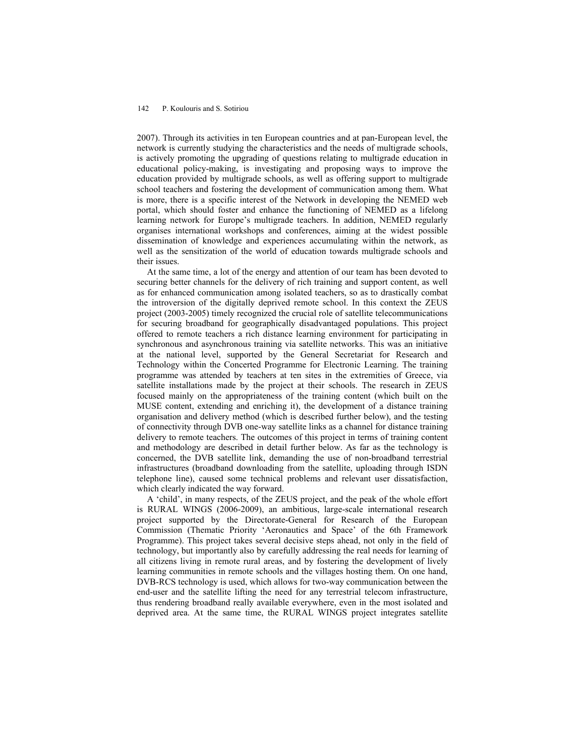2007). Through its activities in ten European countries and at pan-European level, the network is currently studying the characteristics and the needs of multigrade schools, is actively promoting the upgrading of questions relating to multigrade education in educational policy-making, is investigating and proposing ways to improve the education provided by multigrade schools, as well as offering support to multigrade school teachers and fostering the development of communication among them. What is more, there is a specific interest of the Network in developing the NEMED web portal, which should foster and enhance the functioning of NEMED as a lifelong learning network for Europe's multigrade teachers. In addition, NEMED regularly organises international workshops and conferences, aiming at the widest possible dissemination of knowledge and experiences accumulating within the network, as well as the sensitization of the world of education towards multigrade schools and their issues.

At the same time, a lot of the energy and attention of our team has been devoted to securing better channels for the delivery of rich training and support content, as well as for enhanced communication among isolated teachers, so as to drastically combat the introversion of the digitally deprived remote school. In this context the ZEUS project (2003-2005) timely recognized the crucial role of satellite telecommunications for securing broadband for geographically disadvantaged populations. This project offered to remote teachers a rich distance learning environment for participating in synchronous and asynchronous training via satellite networks. This was an initiative at the national level, supported by the General Secretariat for Research and Technology within the Concerted Programme for Electronic Learning. The training programme was attended by teachers at ten sites in the extremities of Greece, via satellite installations made by the project at their schools. The research in ZEUS focused mainly on the appropriateness of the training content (which built on the MUSE content, extending and enriching it), the development of a distance training organisation and delivery method (which is described further below), and the testing of connectivity through DVB one-way satellite links as a channel for distance training delivery to remote teachers. The outcomes of this project in terms of training content and methodology are described in detail further below. As far as the technology is concerned, the DVB satellite link, demanding the use of non-broadband terrestrial infrastructures (broadband downloading from the satellite, uploading through ISDN telephone line), caused some technical problems and relevant user dissatisfaction, which clearly indicated the way forward.

A 'child', in many respects, of the ZEUS project, and the peak of the whole effort is RURAL WINGS (2006-2009), an ambitious, large-scale international research project supported by the Directorate-General for Research of the European Commission (Thematic Priority 'Aeronautics and Space' of the 6th Framework Programme). This project takes several decisive steps ahead, not only in the field of technology, but importantly also by carefully addressing the real needs for learning of all citizens living in remote rural areas, and by fostering the development of lively learning communities in remote schools and the villages hosting them. On one hand, DVB-RCS technology is used, which allows for two-way communication between the end-user and the satellite lifting the need for any terrestrial telecom infrastructure, thus rendering broadband really available everywhere, even in the most isolated and deprived area. At the same time, the RURAL WINGS project integrates satellite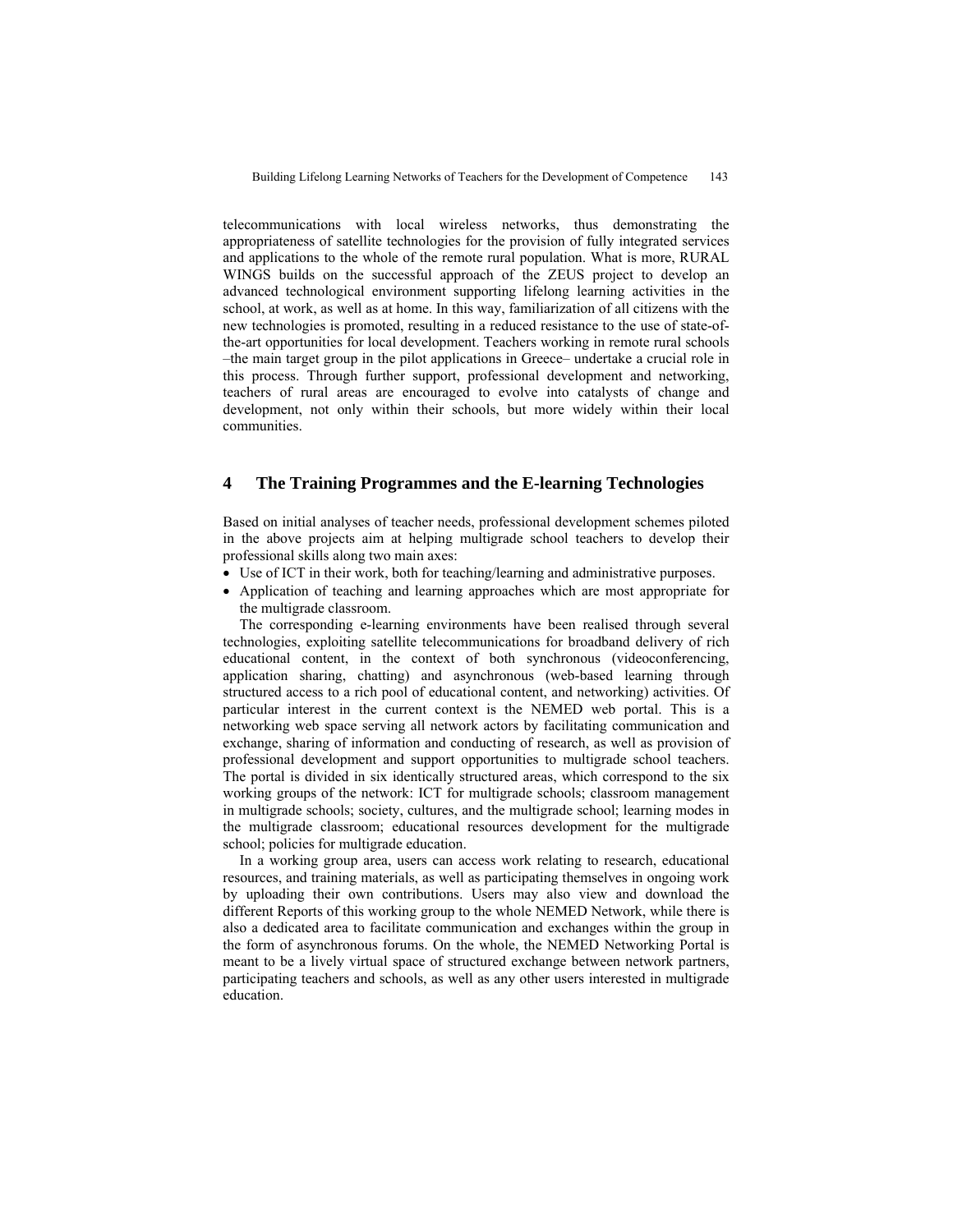telecommunications with local wireless networks, thus demonstrating the appropriateness of satellite technologies for the provision of fully integrated services and applications to the whole of the remote rural population. What is more, RURAL WINGS builds on the successful approach of the ZEUS project to develop an advanced technological environment supporting lifelong learning activities in the school, at work, as well as at home. In this way, familiarization of all citizens with the new technologies is promoted, resulting in a reduced resistance to the use of state-of-the-art opportunities for local development. Teachers working in remote rural schools –the main target group in the pilot applications in Greece– undertake a crucial role in this process. Through further support, professional development and networking, teachers of rural areas are encouraged to evolve into catalysts of change and development, not only within their schools, but more widely within their local communities.

## 4 The Training Programmes and the E-learning Technologies

Based on initial analyses of teacher needs, professional development schemes piloted in the above projects aim at helping multigrade school teachers to develop their professional skills along two main axes:

- Use of ICT in their work, both for teaching/learning and administrative purposes.
- Application of teaching and learning approaches which are most appropriate for the multigrade classroom.

The corresponding e-learning environments have been realised through several technologies, exploiting satellite telecommunications for broadband delivery of rich educational content, in the context of both synchronous (videoconferencing, application sharing, chatting) and asynchronous (web-based learning through structured access to a rich pool of educational content, and networking) activities. Of particular interest in the current context is the NEMED web portal. This is a networking web space serving all network actors by facilitating communication and exchange, sharing of information and conducting of research, as well as provision of professional development and support opportunities to multigrade school teachers. The portal is divided in six identically structured areas, which correspond to the six working groups of the network: ICT for multigrade schools; classroom management in multigrade schools; society, cultures, and the multigrade school; learning modes in the multigrade classroom; educational resources development for the multigrade school; policies for multigrade education.

In a working group area, users can access work relating to research, educational resources, and training materials, as well as participating themselves in ongoing work by uploading their own contributions. Users may also view and download the different Reports of this working group to the whole NEMED Network, while there is also a dedicated area to facilitate communication and exchanges within the group in the form of asynchronous forums. On the whole, the NEMED Networking Portal is meant to be a lively virtual space of structured exchange between network partners, participating teachers and schools, as well as any other users interested in multigrade education.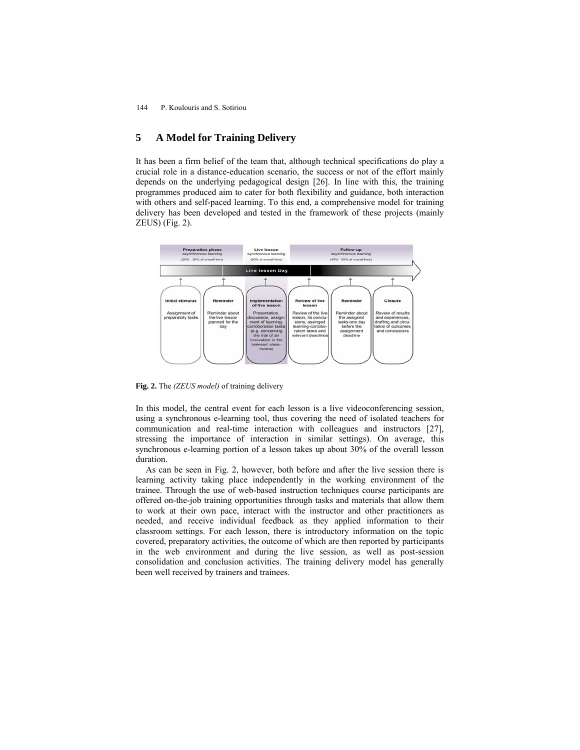## 5 A Model for Training Delivery

It has been a firm belief of the team that, although technical specifications do play a crucial role in a distance-education scenario, the success or not of the effort mainly depends on the underlying pedagogical design [26]. In line with this, the training programmes produced aim to cater for both flexibility and guidance, both interaction with others and self-paced learning. To this end, a comprehensive model for training delivery has been developed and tested in the framework of these projects (mainly ZEUS) (Fig. 2).

**Fig. 2.** The *(ZEUS model)* of training delivery

In this model, the central event for each lesson is a live videoconferencing session, using a synchronous e-learning tool, thus covering the need of isolated teachers for communication and real-time interaction with colleagues and instructors [27], stressing the importance of interaction in similar settings). On average, this synchronous e-learning portion of a lesson takes up about 30% of the overall lesson duration.

As can be seen in Fig. 2, however, both before and after the live session there is learning activity taking place independently in the working environment of the trainee. Through the use of web-based instruction techniques course participants are offered on-the-job training opportunities through tasks and materials that allow them to work at their own pace, interact with the instructor and other practitioners as needed, and receive individual feedback as they applied information to their classroom settings. For each lesson, there is introductory information on the topic covered, preparatory activities, the outcome of which are then reported by participants in the web environment and during the live session, as well as post-session consolidation and conclusion activities. The training delivery model has generally been well received by trainers and trainees.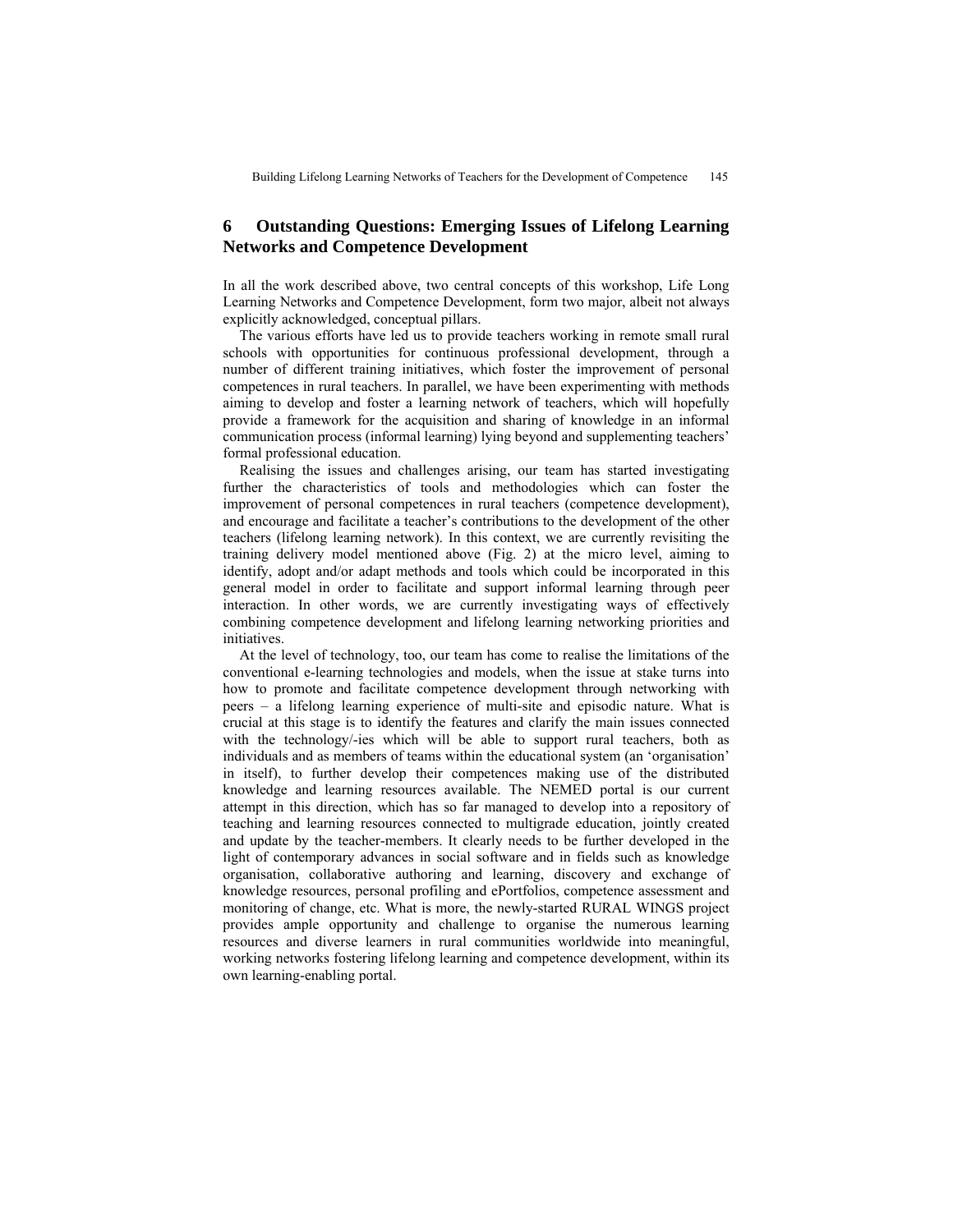## 6 Outstanding Questions: Emerging Issues of Lifelong Learning Networks and Competence Development

In all the work described above, two central concepts of this workshop, Life Long Learning Networks and Competence Development, form two major, albeit not always explicitly acknowledged, conceptual pillars.

The various efforts have led us to provide teachers working in remote small rural schools with opportunities for continuous professional development, through a number of different training initiatives, which foster the improvement of personal competences in rural teachers. In parallel, we have been experimenting with methods aiming to develop and foster a learning network of teachers, which will hopefully provide a framework for the acquisition and sharing of knowledge in an informal communication process (informal learning) lying beyond and supplementing teachers' formal professional education.

Realising the issues and challenges arising, our team has started investigating further the characteristics of tools and methodologies which can foster the improvement of personal competences in rural teachers (competence development), and encourage and facilitate a teacher's contributions to the development of the other teachers (lifelong learning network). In this context, we are currently revisiting the training delivery model mentioned above (Fig. 2) at the micro level, aiming to identify, adopt and/or adapt methods and tools which could be incorporated in this general model in order to facilitate and support informal learning through peer interaction. In other words, we are currently investigating ways of effectively combining competence development and lifelong learning networking priorities and initiatives.

At the level of technology, too, our team has come to realise the limitations of the conventional e-learning technologies and models, when the issue at stake turns into how to promote and facilitate competence development through networking with peers – a lifelong learning experience of multi-site and episodic nature. What is crucial at this stage is to identify the features and clarify the main issues connected with the technology/-ies which will be able to support rural teachers, both as individuals and as members of teams within the educational system (an 'organisation' in itself), to further develop their competences making use of the distributed knowledge and learning resources available. The NEMED portal is our current attempt in this direction, which has so far managed to develop into a repository of teaching and learning resources connected to multigrade education, jointly created and update by the teacher-members. It clearly needs to be further developed in the light of contemporary advances in social software and in fields such as knowledge organisation, collaborative authoring and learning, discovery and exchange of knowledge resources, personal profiling and ePortfolios, competence assessment and monitoring of change, etc. What is more, the newly-started RURAL WINGS project provides ample opportunity and challenge to organise the numerous learning resources and diverse learners in rural communities worldwide into meaningful, working networks fostering lifelong learning and competence development, within its own learning-enabling portal.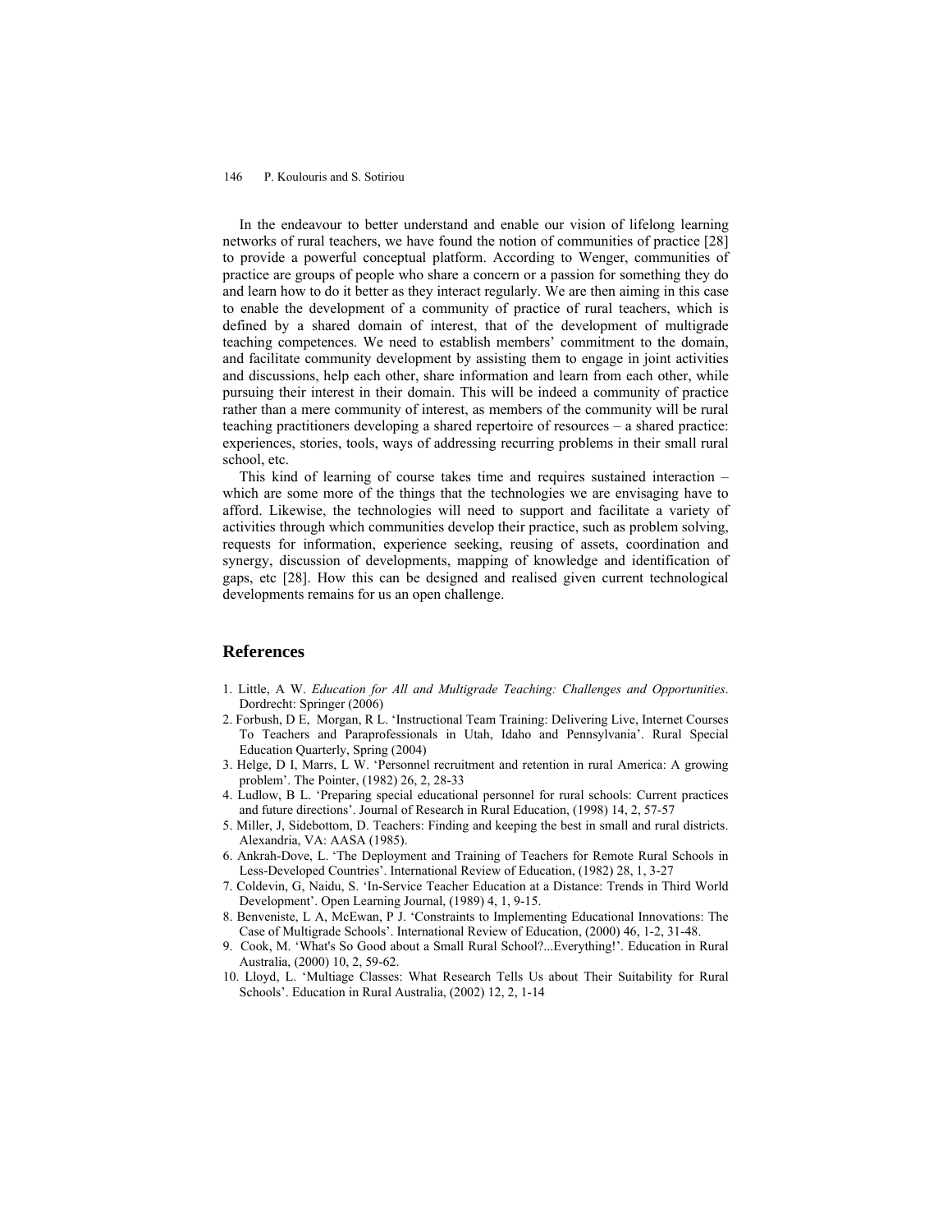In the endeavour to better understand and enable our vision of lifelong learning networks of rural teachers, we have found the notion of communities of practice [28] to provide a powerful conceptual platform. According to Wenger, communities of practice are groups of people who share a concern or a passion for something they do and learn how to do it better as they interact regularly. We are then aiming in this case to enable the development of a community of practice of rural teachers, which is defined by a shared domain of interest, that of the development of multigrade teaching competences. We need to establish members' commitment to the domain, and facilitate community development by assisting them to engage in joint activities and discussions, help each other, share information and learn from each other, while pursuing their interest in their domain. This will be indeed a community of practice rather than a mere community of interest, as members of the community will be rural teaching practitioners developing a shared repertoire of resources – a shared practice: experiences, stories, tools, ways of addressing recurring problems in their small rural school, etc.

This kind of learning of course takes time and requires sustained interaction – which are some more of the things that the technologies we are envisaging have to afford. Likewise, the technologies will need to support and facilitate a variety of activities through which communities develop their practice, such as problem solving, requests for information, experience seeking, reusing of assets, coordination and synergy, discussion of developments, mapping of knowledge and identification of gaps, etc [28]. How this can be designed and realised given current technological developments remains for us an open challenge.

## References

1. Little, A W. *Education for All and Multigrade Teaching: Challenges and Opportunities*. Dordrecht: Springer (2006)
2. Forbush, D E, Morgan, R L. 'Instructional Team Training: Delivering Live, Internet Courses To Teachers and Paraprofessionals in Utah, Idaho and Pennsylvania'. Rural Special Education Quarterly, Spring (2004)
3. Helge, D I, Marrs, L W. 'Personnel recruitment and retention in rural America: A growing problem'. The Pointer, (1982) 26, 2, 28-33
4. Ludlow, B L. 'Preparing special educational personnel for rural schools: Current practices and future directions'. Journal of Research in Rural Education, (1998) 14, 2, 57-57
5. Miller, J, Sidebottom, D. Teachers: Finding and keeping the best in small and rural districts. Alexandria, VA: AASA (1985).
6. Ankrah-Dove, L. 'The Deployment and Training of Teachers for Remote Rural Schools in Less-Developed Countries'. International Review of Education, (1982) 28, 1, 3-27
7. Coldevin, G, Naidu, S. 'In-Service Teacher Education at a Distance: Trends in Third World Development'. Open Learning Journal, (1989) 4, 1, 9-15.
8. Benveniste, L A, McEwan, P J. 'Constraints to Implementing Educational Innovations: The Case of Multigrade Schools'. International Review of Education, (2000) 46, 1-2, 31-48.
9. Cook, M. 'What's So Good about a Small Rural School?...Everything!'. Education in Rural Australia, (2000) 10, 2, 59-62.
10. Lloyd, L. 'Multiage Classes: What Research Tells Us about Their Suitability for Rural Schools'. Education in Rural Australia, (2002) 12, 2, 1-14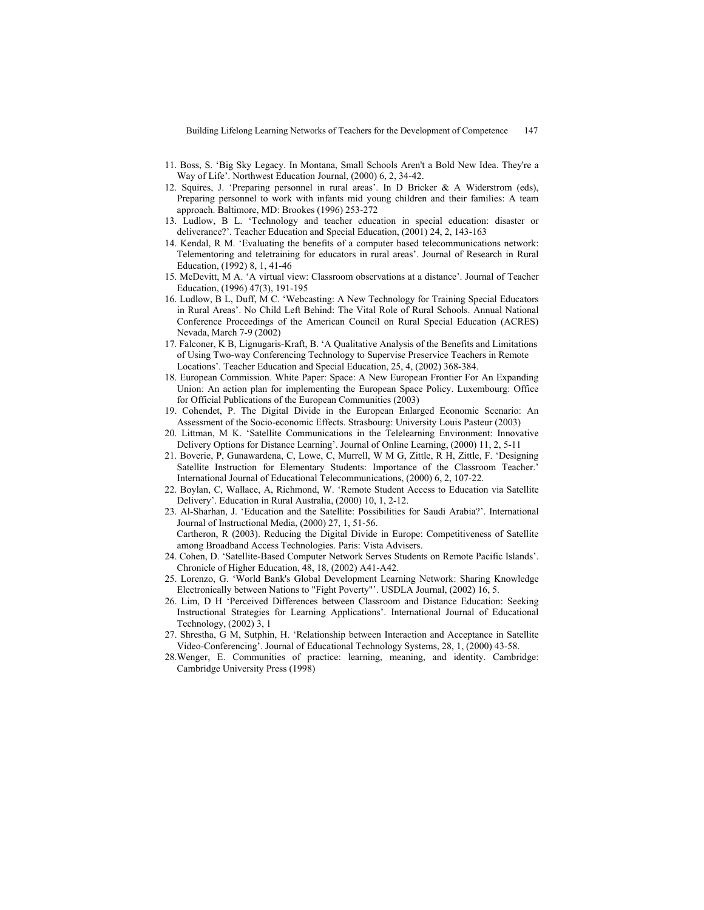11. Boss, S. 'Big Sky Legacy. In Montana, Small Schools Aren't a Bold New Idea. They're a Way of Life'. Northwest Education Journal, (2000) 6, 2, 34-42.
12. Squires, J. 'Preparing personnel in rural areas'. In D Bricker & A Widerstrom (eds), Preparing personnel to work with infants mid young children and their families: A team approach. Baltimore, MD: Brookes (1996) 253-272
13. Ludlow, B L. 'Technology and teacher education in special education: disaster or deliverance?'. Teacher Education and Special Education, (2001) 24, 2, 143-163
14. Kendal, R M. 'Evaluating the benefits of a computer based telecommunications network: Telementoring and teletraining for educators in rural areas'. Journal of Research in Rural Education, (1992) 8, 1, 41-46
15. McDevitt, M A. 'A virtual view: Classroom observations at a distance'. Journal of Teacher Education, (1996) 47(3), 191-195
16. Ludlow, B L, Duff, M C. 'Webcasting: A New Technology for Training Special Educators in Rural Areas'. No Child Left Behind: The Vital Role of Rural Schools. Annual National Conference Proceedings of the American Council on Rural Special Education (ACRES) Nevada, March 7-9 (2002)
17. Falconer, K B, Lignugaris-Kraft, B. 'A Qualitative Analysis of the Benefits and Limitations of Using Two-way Conferencing Technology to Supervise Preservice Teachers in Remote Locations'. Teacher Education and Special Education, 25, 4, (2002) 368-384.
18. European Commission. White Paper: Space: A New European Frontier For An Expanding Union: An action plan for implementing the European Space Policy. Luxembourg: Office for Official Publications of the European Communities (2003)
19. Cohendet, P. The Digital Divide in the European Enlarged Economic Scenario: An Assessment of the Socio-economic Effects. Strasbourg: University Louis Pasteur (2003)
20. Littman, M K. 'Satellite Communications in the Telelearning Environment: Innovative Delivery Options for Distance Learning'. Journal of Online Learning, (2000) 11, 2, 5-11
21. Boverie, P, Gunawardena, C, Lowe, C, Murrell, W M G, Zittle, R H, Zittle, F. 'Designing Satellite Instruction for Elementary Students: Importance of the Classroom Teacher.' International Journal of Educational Telecommunications, (2000) 6, 2, 107-22.
22. Boylan, C, Wallace, A, Richmond, W. 'Remote Student Access to Education via Satellite Delivery'. Education in Rural Australia, (2000) 10, 1, 2-12.
23. Al-Sharhan, J. 'Education and the Satellite: Possibilities for Saudi Arabia?'. International Journal of Instructional Media, (2000) 27, 1, 51-56.
   Cartheron, R (2003). Reducing the Digital Divide in Europe: Competitiveness of Satellite among Broadband Access Technologies. Paris: Vista Advisers.
24. Cohen, D. 'Satellite-Based Computer Network Serves Students on Remote Pacific Islands'. Chronicle of Higher Education, 48, 18, (2002) A41-A42.
25. Lorenzo, G. 'World Bank's Global Development Learning Network: Sharing Knowledge Electronically between Nations to "Fight Poverty"'. USDLA Journal, (2002) 16, 5.
26. Lim, D H 'Perceived Differences between Classroom and Distance Education: Seeking Instructional Strategies for Learning Applications'. International Journal of Educational Technology, (2002) 3, 1
27. Shrestha, G M, Sutphin, H. 'Relationship between Interaction and Acceptance in Satellite Video-Conferencing'. Journal of Educational Technology Systems, 28, 1, (2000) 43-58.
28. Wenger, E. Communities of practice: learning, meaning, and identity. Cambridge: Cambridge University Press (1998)